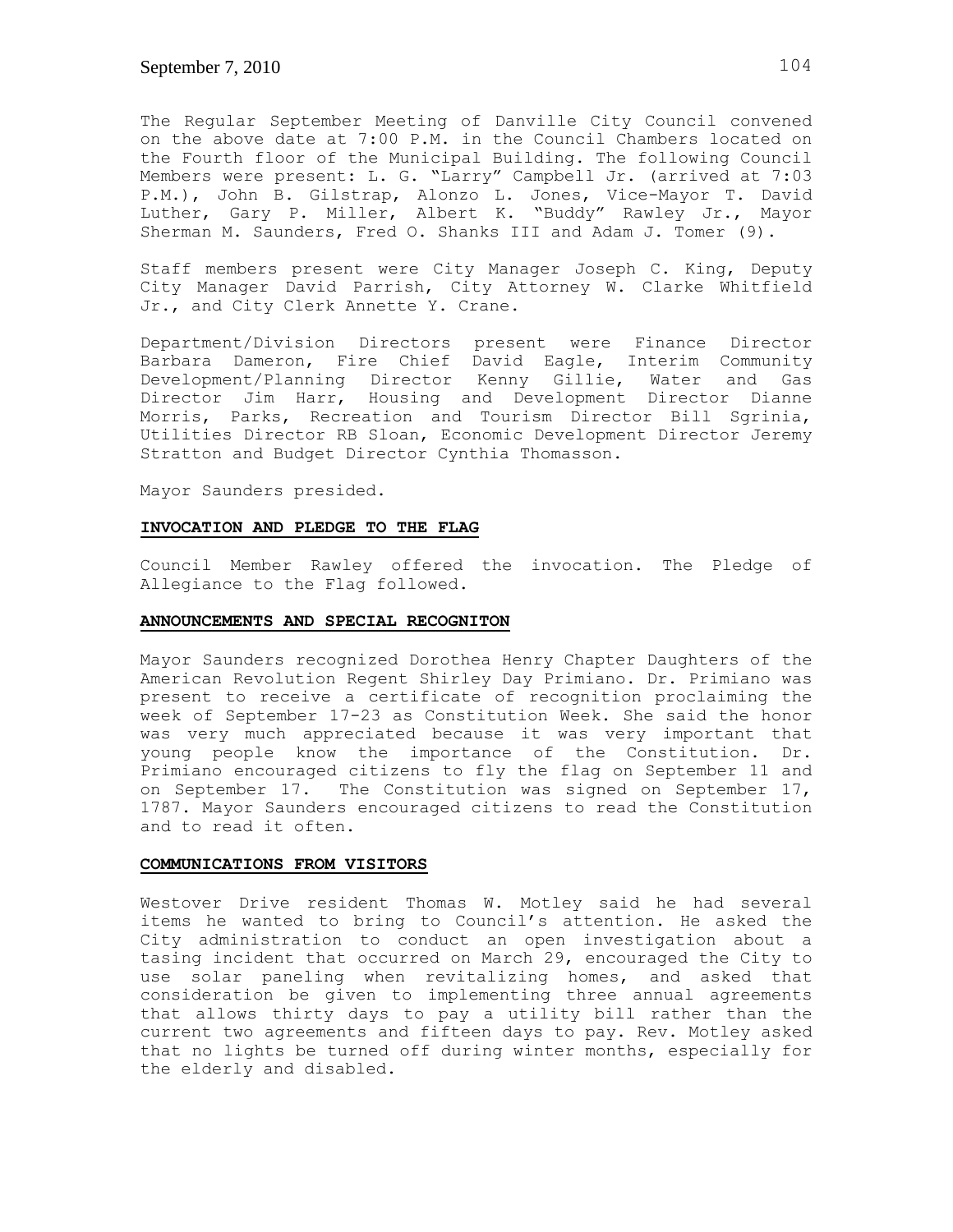September 7, 2010

The Regular September Meeting of Danville City Council convened on the above date at 7:00 P.M. in the Council Chambers located on the Fourth floor of the Municipal Building. The following Council Members were present: L. G. "Larry" Campbell Jr. (arrived at 7:03 P.M.), John B. Gilstrap, Alonzo L. Jones, Vice-Mayor T. David Luther, Gary P. Miller, Albert K. "Buddy" Rawley Jr., Mayor Sherman M. Saunders, Fred O. Shanks III and Adam J. Tomer (9).

Staff members present were City Manager Joseph C. King, Deputy City Manager David Parrish, City Attorney W. Clarke Whitfield Jr., and City Clerk Annette Y. Crane.

Department/Division Directors present were Finance Director Barbara Dameron, Fire Chief David Eagle, Interim Community Development/Planning Director Kenny Gillie, Water and Gas Director Jim Harr, Housing and Development Director Dianne Morris, Parks, Recreation and Tourism Director Bill Sgrinia, Utilities Director RB Sloan, Economic Development Director Jeremy Stratton and Budget Director Cynthia Thomasson.

Mayor Saunders presided.

## INVOCATION AND PLEDGE TO THE FLAG

Council Member Rawley offered the invocation. The Pledge of Allegiance to the Flag followed.

## ANNOUNCEMENTS AND SPECIAL RECOGNITON

Mayor Saunders recognized Dorothea Henry Chapter Daughters of the American Revolution Regent Shirley Day Primiano. Dr. Primiano was present to receive a certificate of recognition proclaiming the week of September 17-23 as Constitution Week. She said the honor was very much appreciated because it was very important that young people know the importance of the Constitution. Dr. Primiano encouraged citizens to fly the flag on September 11 and on September 17. The Constitution was signed on September 17, 1787. Mayor Saunders encouraged citizens to read the Constitution and to read it often.

## COMMUNICATIONS FROM VISITORS

Westover Drive resident Thomas W. Motley said he had several items he wanted to bring to Council's attention. He asked the City administration to conduct an open investigation about a tasing incident that occurred on March 29, encouraged the City to use solar paneling when revitalizing homes, and asked that consideration be given to implementing three annual agreements that allows thirty days to pay a utility bill rather than the current two agreements and fifteen days to pay. Rev. Motley asked that no lights be turned off during winter months, especially for the elderly and disabled.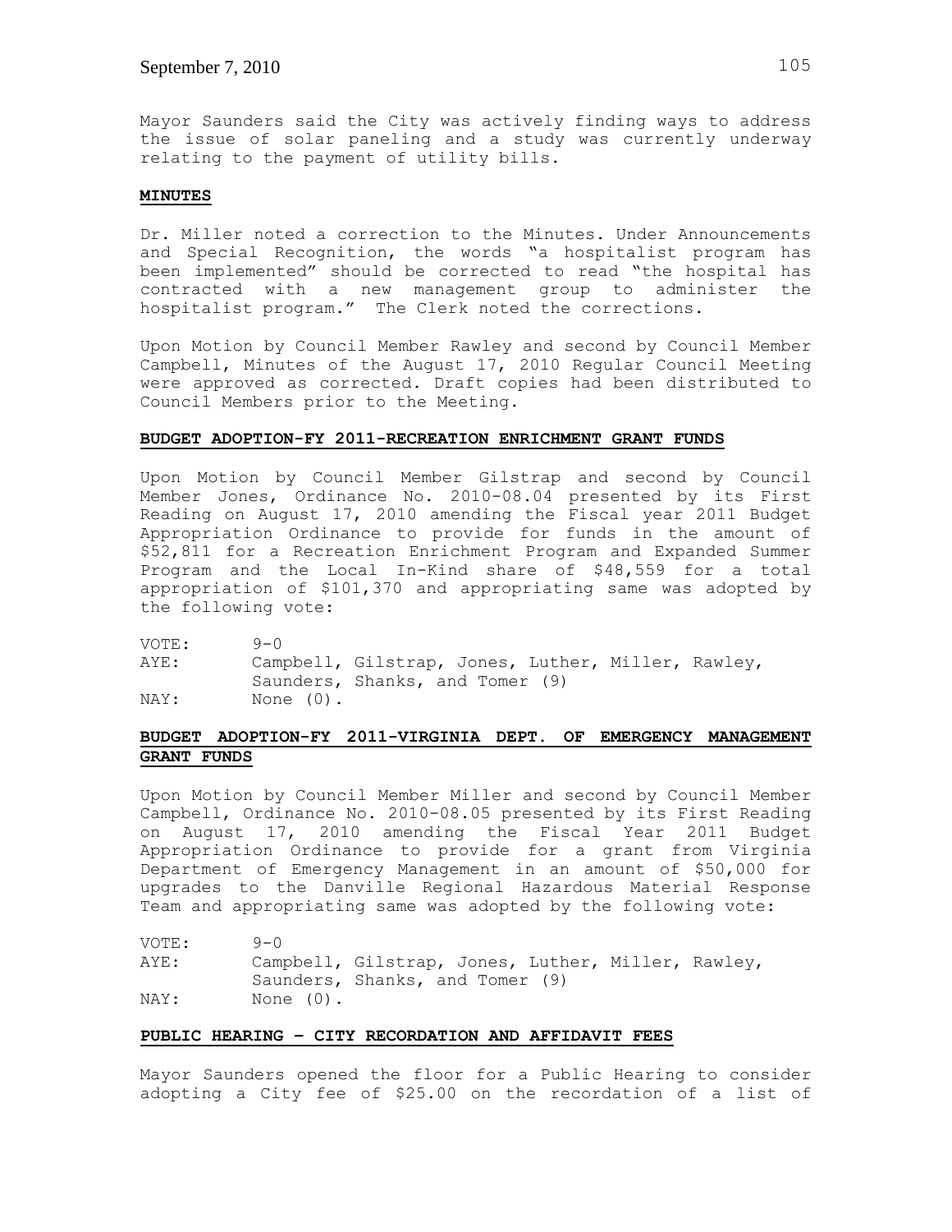Mayor Saunders said the City was actively finding ways to address the issue of solar paneling and a study was currently underway relating to the payment of utility bills.

## MINUTES

Dr. Miller noted a correction to the Minutes. Under Announcements and Special Recognition, the words "a hospitalist program has been implemented" should be corrected to read "the hospital has contracted with a new management group to administer the hospitalist program." The Clerk noted the corrections.

Upon Motion by Council Member Rawley and second by Council Member Campbell, Minutes of the August 17, 2010 Regular Council Meeting were approved as corrected. Draft copies had been distributed to Council Members prior to the Meeting.

## BUDGET ADOPTION-FY 2011-RECREATION ENRICHMENT GRANT FUNDS

Upon Motion by Council Member Gilstrap and second by Council Member Jones, Ordinance No. 2010-08.04 presented by its First Reading on August 17, 2010 amending the Fiscal year 2011 Budget Appropriation Ordinance to provide for funds in the amount of $52,811 for a Recreation Enrichment Program and Expanded Summer Program and the Local In-Kind share of $48,559 for a total appropriation of $101,370 and appropriating same was adopted by the following vote:

VOTE: 9-0
AYE: Campbell, Gilstrap, Jones, Luther, Miller, Rawley, Saunders, Shanks, and Tomer (9)
NAY: None (0).

## BUDGET ADOPTION-FY 2011-VIRGINIA DEPT. OF EMERGENCY MANAGEMENT GRANT FUNDS

Upon Motion by Council Member Miller and second by Council Member Campbell, Ordinance No. 2010-08.05 presented by its First Reading on August 17, 2010 amending the Fiscal Year 2011 Budget Appropriation Ordinance to provide for a grant from Virginia Department of Emergency Management in an amount of $50,000 for upgrades to the Danville Regional Hazardous Material Response Team and appropriating same was adopted by the following vote:

VOTE: 9-0
AYE: Campbell, Gilstrap, Jones, Luther, Miller, Rawley, Saunders, Shanks, and Tomer (9)
NAY: None (0).

## PUBLIC HEARING – CITY RECORDATION AND AFFIDAVIT FEES

Mayor Saunders opened the floor for a Public Hearing to consider adopting a City fee of $25.00 on the recordation of a list of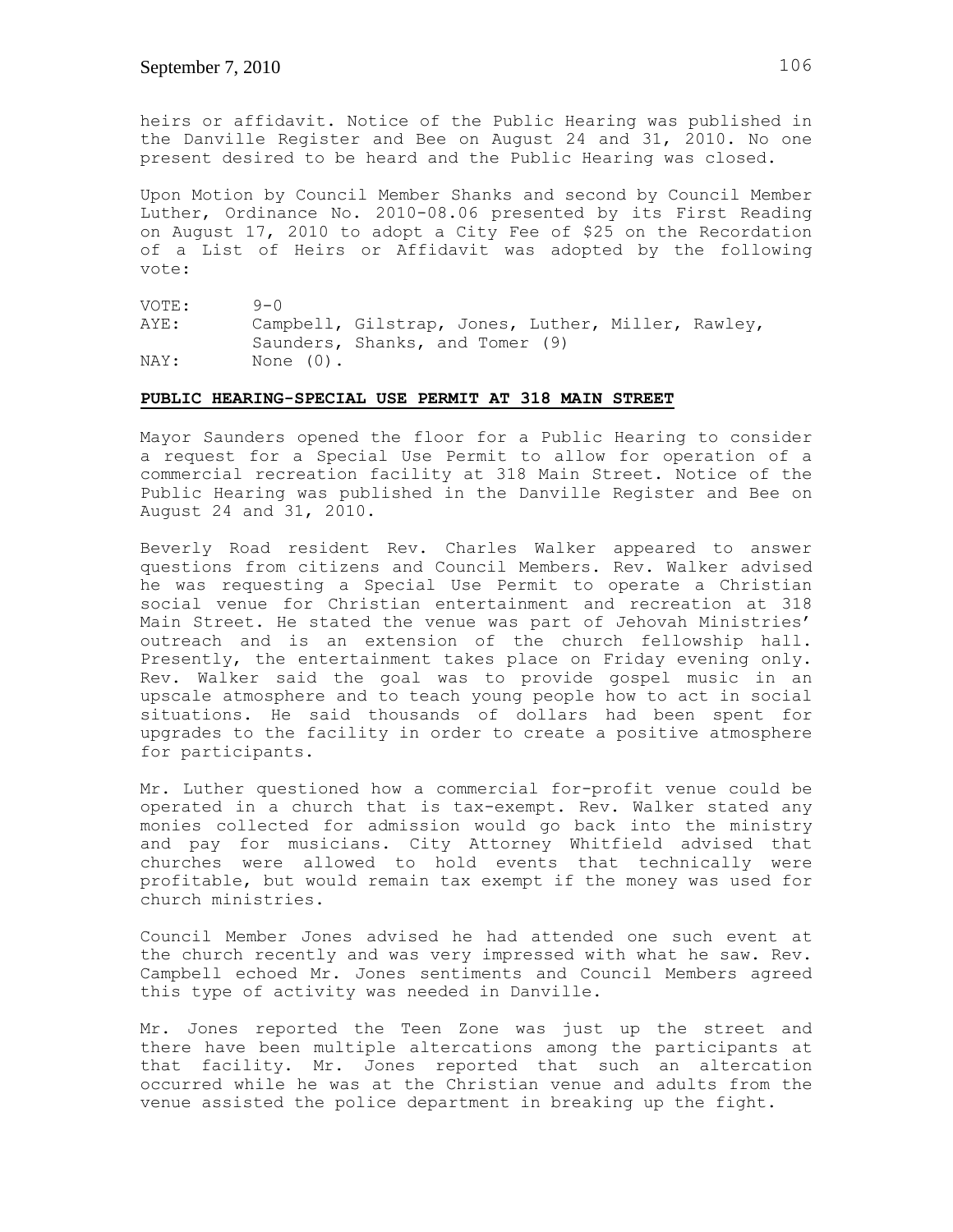heirs or affidavit. Notice of the Public Hearing was published in the Danville Register and Bee on August 24 and 31, 2010. No one present desired to be heard and the Public Hearing was closed.

Upon Motion by Council Member Shanks and second by Council Member Luther, Ordinance No. 2010-08.06 presented by its First Reading on August 17, 2010 to adopt a City Fee of $25 on the Recordation of a List of Heirs or Affidavit was adopted by the following vote:

| | |
|---|---|
| VOTE: | 9-0 |
| AYE: | Campbell, Gilstrap, Jones, Luther, Miller, Rawley, Saunders, Shanks, and Tomer (9) |
| NAY: | None (0). |

**PUBLIC HEARING-SPECIAL USE PERMIT AT 318 MAIN STREET**

Mayor Saunders opened the floor for a Public Hearing to consider a request for a Special Use Permit to allow for operation of a commercial recreation facility at 318 Main Street. Notice of the Public Hearing was published in the Danville Register and Bee on August 24 and 31, 2010.

Beverly Road resident Rev. Charles Walker appeared to answer questions from citizens and Council Members. Rev. Walker advised he was requesting a Special Use Permit to operate a Christian social venue for Christian entertainment and recreation at 318 Main Street. He stated the venue was part of Jehovah Ministries' outreach and is an extension of the church fellowship hall. Presently, the entertainment takes place on Friday evening only. Rev. Walker said the goal was to provide gospel music in an upscale atmosphere and to teach young people how to act in social situations. He said thousands of dollars had been spent for upgrades to the facility in order to create a positive atmosphere for participants.

Mr. Luther questioned how a commercial for-profit venue could be operated in a church that is tax-exempt. Rev. Walker stated any monies collected for admission would go back into the ministry and pay for musicians. City Attorney Whitfield advised that churches were allowed to hold events that technically were profitable, but would remain tax exempt if the money was used for church ministries.

Council Member Jones advised he had attended one such event at the church recently and was very impressed with what he saw. Rev. Campbell echoed Mr. Jones sentiments and Council Members agreed this type of activity was needed in Danville.

Mr. Jones reported the Teen Zone was just up the street and there have been multiple altercations among the participants at that facility. Mr. Jones reported that such an altercation occurred while he was at the Christian venue and adults from the venue assisted the police department in breaking up the fight.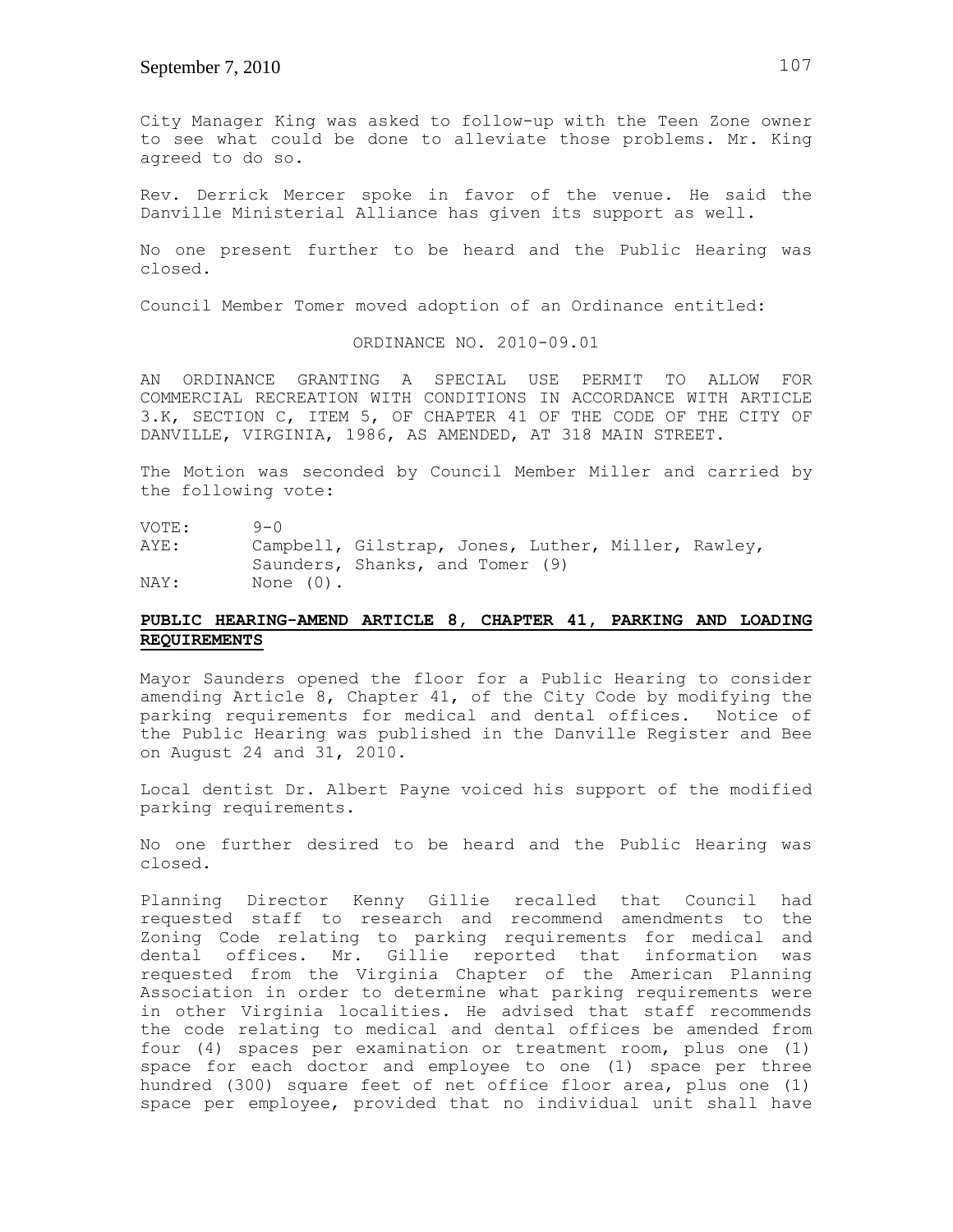City Manager King was asked to follow-up with the Teen Zone owner to see what could be done to alleviate those problems. Mr. King agreed to do so.

Rev. Derrick Mercer spoke in favor of the venue. He said the Danville Ministerial Alliance has given its support as well.

No one present further to be heard and the Public Hearing was closed.

Council Member Tomer moved adoption of an Ordinance entitled:

ORDINANCE NO. 2010-09.01

AN ORDINANCE GRANTING A SPECIAL USE PERMIT TO ALLOW FOR COMMERCIAL RECREATION WITH CONDITIONS IN ACCORDANCE WITH ARTICLE 3.K, SECTION C, ITEM 5, OF CHAPTER 41 OF THE CODE OF THE CITY OF DANVILLE, VIRGINIA, 1986, AS AMENDED, AT 318 MAIN STREET.

The Motion was seconded by Council Member Miller and carried by the following vote:

VOTE: 9-0
AYE: Campbell, Gilstrap, Jones, Luther, Miller, Rawley, Saunders, Shanks, and Tomer (9)
NAY: None (0).

## PUBLIC HEARING-AMEND ARTICLE 8, CHAPTER 41, PARKING AND LOADING REQUIREMENTS

Mayor Saunders opened the floor for a Public Hearing to consider amending Article 8, Chapter 41, of the City Code by modifying the parking requirements for medical and dental offices. Notice of the Public Hearing was published in the Danville Register and Bee on August 24 and 31, 2010.

Local dentist Dr. Albert Payne voiced his support of the modified parking requirements.

No one further desired to be heard and the Public Hearing was closed.

Planning Director Kenny Gillie recalled that Council had requested staff to research and recommend amendments to the Zoning Code relating to parking requirements for medical and dental offices. Mr. Gillie reported that information was requested from the Virginia Chapter of the American Planning Association in order to determine what parking requirements were in other Virginia localities. He advised that staff recommends the code relating to medical and dental offices be amended from four (4) spaces per examination or treatment room, plus one (1) space for each doctor and employee to one (1) space per three hundred (300) square feet of net office floor area, plus one (1) space per employee, provided that no individual unit shall have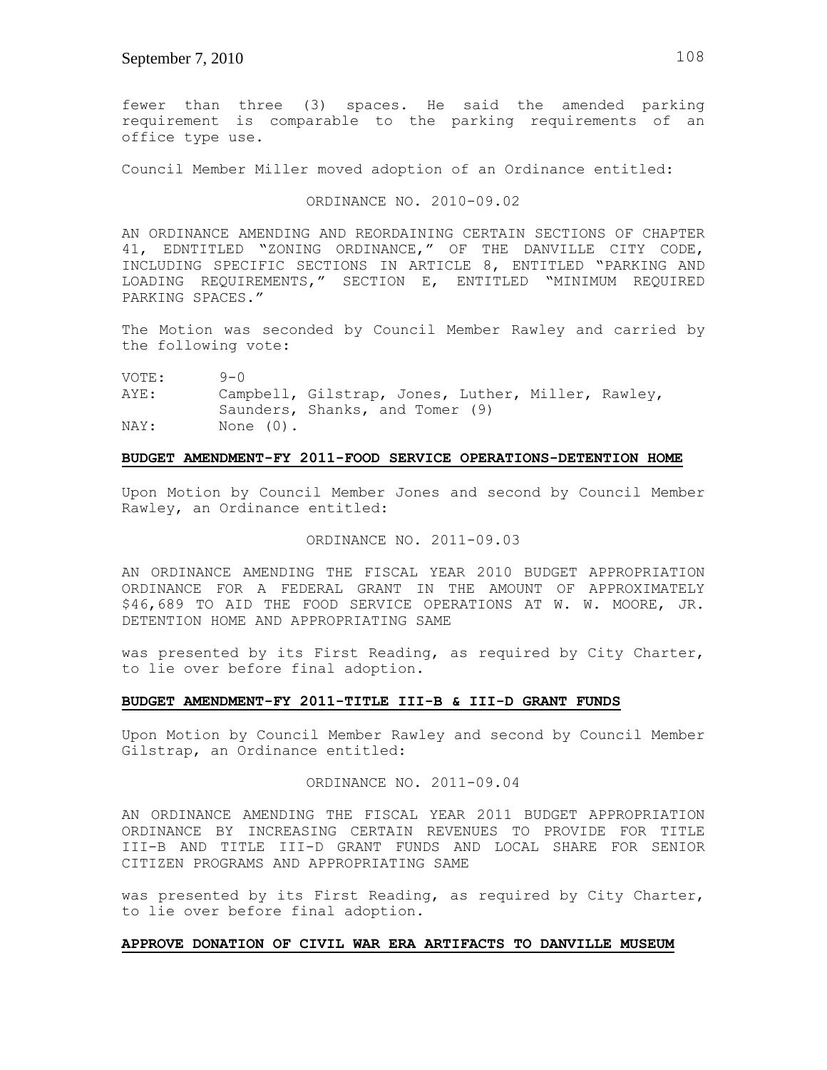fewer than three (3) spaces. He said the amended parking requirement is comparable to the parking requirements of an office type use.

Council Member Miller moved adoption of an Ordinance entitled:

ORDINANCE NO. 2010-09.02

AN ORDINANCE AMENDING AND REORDAINING CERTAIN SECTIONS OF CHAPTER 41, EDNTITLED "ZONING ORDINANCE," OF THE DANVILLE CITY CODE, INCLUDING SPECIFIC SECTIONS IN ARTICLE 8, ENTITLED "PARKING AND LOADING REQUIREMENTS," SECTION E, ENTITLED "MINIMUM REQUIRED PARKING SPACES."

The Motion was seconded by Council Member Rawley and carried by the following vote:

VOTE: 9-0
AYE: Campbell, Gilstrap, Jones, Luther, Miller, Rawley, Saunders, Shanks, and Tomer (9)
NAY: None (0).

**BUDGET AMENDMENT-FY 2011-FOOD SERVICE OPERATIONS-DETENTION HOME**

Upon Motion by Council Member Jones and second by Council Member Rawley, an Ordinance entitled:

ORDINANCE NO. 2011-09.03

AN ORDINANCE AMENDING THE FISCAL YEAR 2010 BUDGET APPROPRIATION ORDINANCE FOR A FEDERAL GRANT IN THE AMOUNT OF APPROXIMATELY $46,689 TO AID THE FOOD SERVICE OPERATIONS AT W. W. MOORE, JR. DETENTION HOME AND APPROPRIATING SAME

was presented by its First Reading, as required by City Charter, to lie over before final adoption.

**BUDGET AMENDMENT-FY 2011-TITLE III-B & III-D GRANT FUNDS**

Upon Motion by Council Member Rawley and second by Council Member Gilstrap, an Ordinance entitled:

ORDINANCE NO. 2011-09.04

AN ORDINANCE AMENDING THE FISCAL YEAR 2011 BUDGET APPROPRIATION ORDINANCE BY INCREASING CERTAIN REVENUES TO PROVIDE FOR TITLE III-B AND TITLE III-D GRANT FUNDS AND LOCAL SHARE FOR SENIOR CITIZEN PROGRAMS AND APPROPRIATING SAME

was presented by its First Reading, as required by City Charter, to lie over before final adoption.

**APPROVE DONATION OF CIVIL WAR ERA ARTIFACTS TO DANVILLE MUSEUM**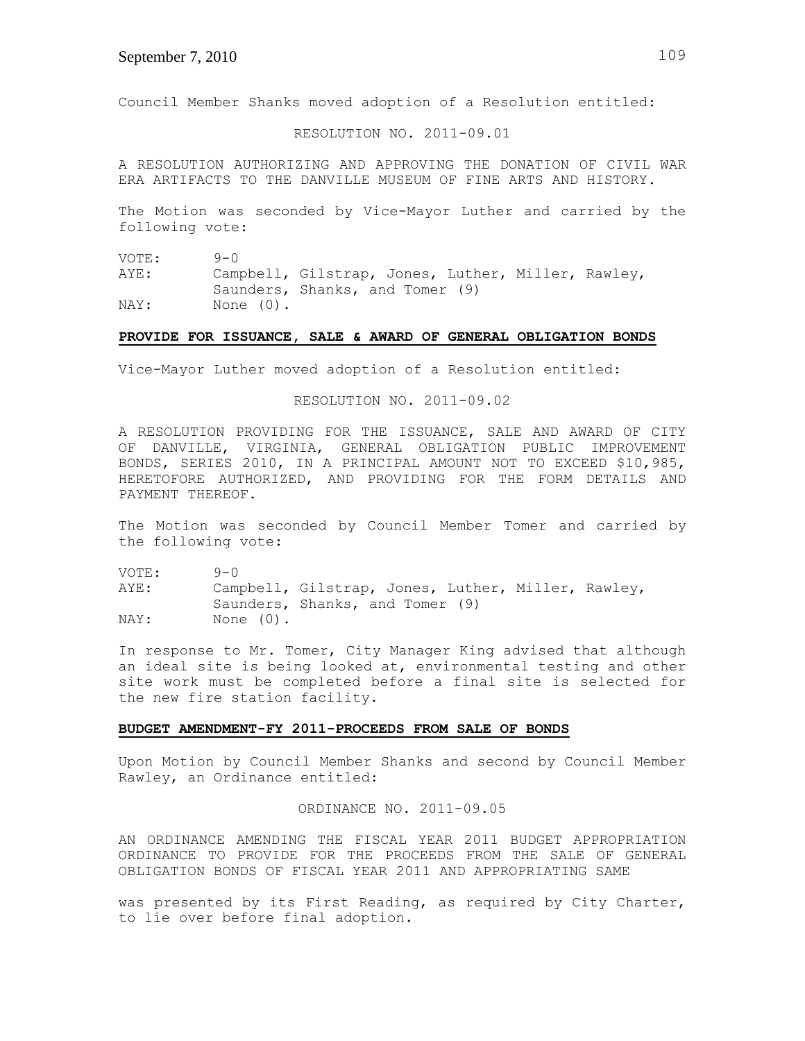Council Member Shanks moved adoption of a Resolution entitled:

RESOLUTION NO. 2011-09.01

A RESOLUTION AUTHORIZING AND APPROVING THE DONATION OF CIVIL WAR ERA ARTIFACTS TO THE DANVILLE MUSEUM OF FINE ARTS AND HISTORY.

The Motion was seconded by Vice-Mayor Luther and carried by the following vote:

VOTE: 9-0
AYE: Campbell, Gilstrap, Jones, Luther, Miller, Rawley, Saunders, Shanks, and Tomer (9)
NAY: None (0).

**PROVIDE FOR ISSUANCE, SALE & AWARD OF GENERAL OBLIGATION BONDS**

Vice-Mayor Luther moved adoption of a Resolution entitled:

RESOLUTION NO. 2011-09.02

A RESOLUTION PROVIDING FOR THE ISSUANCE, SALE AND AWARD OF CITY OF DANVILLE, VIRGINIA, GENERAL OBLIGATION PUBLIC IMPROVEMENT BONDS, SERIES 2010, IN A PRINCIPAL AMOUNT NOT TO EXCEED $10,985, HERETOFORE AUTHORIZED, AND PROVIDING FOR THE FORM DETAILS AND PAYMENT THEREOF.

The Motion was seconded by Council Member Tomer and carried by the following vote:

VOTE: 9-0
AYE: Campbell, Gilstrap, Jones, Luther, Miller, Rawley, Saunders, Shanks, and Tomer (9)
NAY: None (0).

In response to Mr. Tomer, City Manager King advised that although an ideal site is being looked at, environmental testing and other site work must be completed before a final site is selected for the new fire station facility.

**BUDGET AMENDMENT-FY 2011-PROCEEDS FROM SALE OF BONDS**

Upon Motion by Council Member Shanks and second by Council Member Rawley, an Ordinance entitled:

ORDINANCE NO. 2011-09.05

AN ORDINANCE AMENDING THE FISCAL YEAR 2011 BUDGET APPROPRIATION ORDINANCE TO PROVIDE FOR THE PROCEEDS FROM THE SALE OF GENERAL OBLIGATION BONDS OF FISCAL YEAR 2011 AND APPROPRIATING SAME

was presented by its First Reading, as required by City Charter, to lie over before final adoption.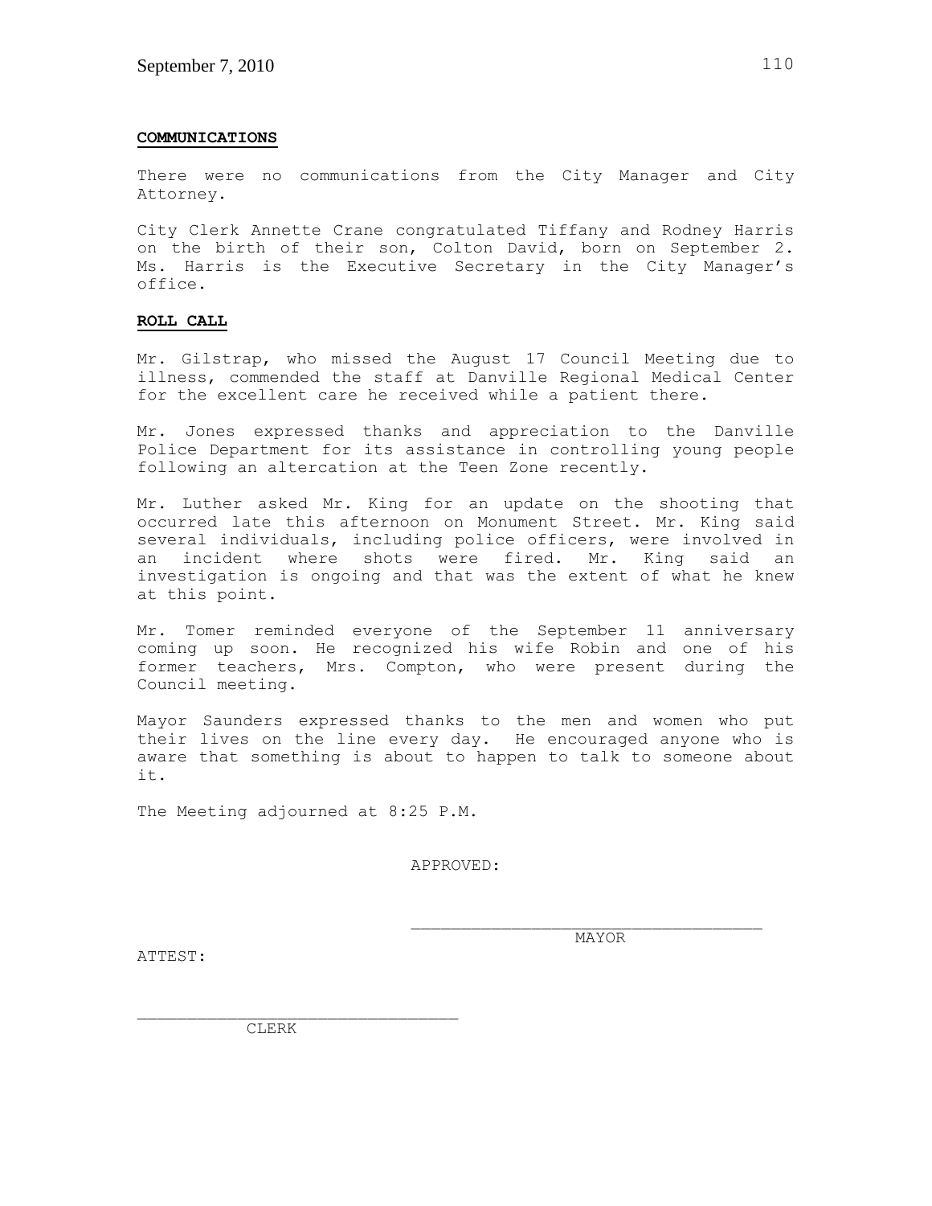## COMMUNICATIONS

There were no communications from the City Manager and City Attorney.

City Clerk Annette Crane congratulated Tiffany and Rodney Harris on the birth of their son, Colton David, born on September 2. Ms. Harris is the Executive Secretary in the City Manager's office.

## ROLL CALL

Mr. Gilstrap, who missed the August 17 Council Meeting due to illness, commended the staff at Danville Regional Medical Center for the excellent care he received while a patient there.

Mr. Jones expressed thanks and appreciation to the Danville Police Department for its assistance in controlling young people following an altercation at the Teen Zone recently.

Mr. Luther asked Mr. King for an update on the shooting that occurred late this afternoon on Monument Street. Mr. King said several individuals, including police officers, were involved in an incident where shots were fired. Mr. King said an investigation is ongoing and that was the extent of what he knew at this point.

Mr. Tomer reminded everyone of the September 11 anniversary coming up soon. He recognized his wife Robin and one of his former teachers, Mrs. Compton, who were present during the Council meeting.

Mayor Saunders expressed thanks to the men and women who put their lives on the line every day. He encouraged anyone who is aware that something is about to happen to talk to someone about it.

The Meeting adjourned at 8:25 P.M.

APPROVED:

\_\_\_\_\_\_\_\_\_\_\_\_\_\_\_\_\_\_\_\_\_\_\_\_\_\_\_\_\_\_\_\_\_\_\_

MAYOR

ATTEST:

\_\_\_\_\_\_\_\_\_\_\_\_\_\_\_\_\_\_\_\_\_\_\_\_\_\_\_\_\_\_\_\_\_\_\_

CLERK